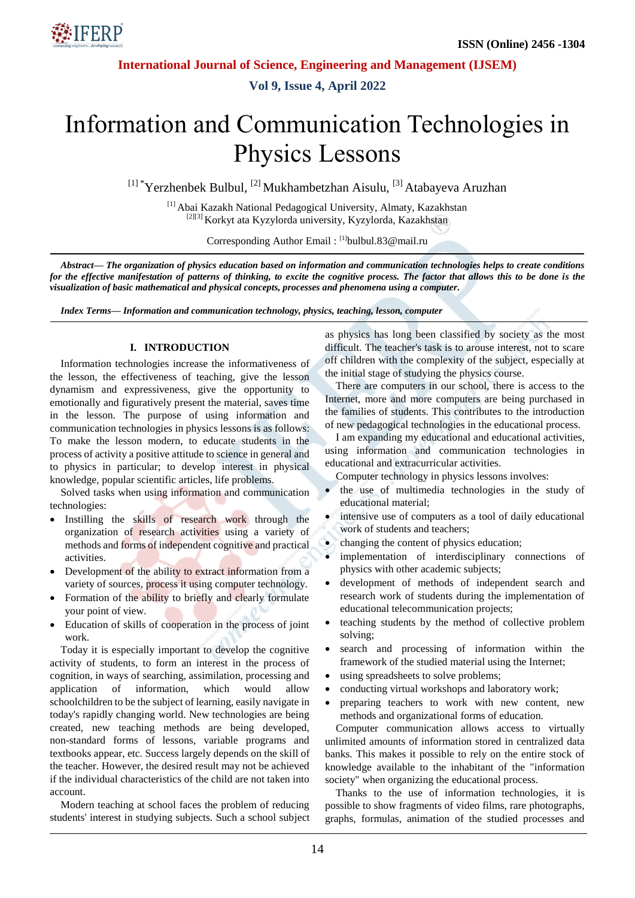# Information and Communication Technologies in Physics Lessons

[1] *Yerzhenbek Bulbul, [2] Mukhambetzhan Aisulu, [3] Atabayeva Aruzhan

[1] Abai Kazakh National Pedagogical University, Almaty, Kazakhstan
[2][3] Korkyt ata Kyzylorda university, Kyzylorda, Kazakhstan

Corresponding Author Email : [1]bulbul.83@mail.ru

***Abstract***— ***The organization of physics education based on information and communication technologies helps to create conditions for the effective manifestation of patterns of thinking, to excite the cognitive process. The factor that allows this to be done is the visualization of basic mathematical and physical concepts, processes and phenomena using a computer.***

***Index Terms***— ***Information and communication technology, physics, teaching, lesson, computer***

## I. INTRODUCTION

Information technologies increase the informativeness of the lesson, the effectiveness of teaching, give the lesson dynamism and expressiveness, give the opportunity to emotionally and figuratively present the material, saves time in the lesson. The purpose of using information and communication technologies in physics lessons is as follows: To make the lesson modern, to educate students in the process of activity a positive attitude to science in general and to physics in particular; to develop interest in physical knowledge, popular scientific articles, life problems.

Solved tasks when using information and communication technologies:

- Instilling the skills of research work through the organization of research activities using a variety of methods and forms of independent cognitive and practical activities.
- Development of the ability to extract information from a variety of sources, process it using computer technology.
- Formation of the ability to briefly and clearly formulate your point of view.
- Education of skills of cooperation in the process of joint work.

Today it is especially important to develop the cognitive activity of students, to form an interest in the process of cognition, in ways of searching, assimilation, processing and application of information, which would allow schoolchildren to be the subject of learning, easily navigate in today's rapidly changing world. New technologies are being created, new teaching methods are being developed, non-standard forms of lessons, variable programs and textbooks appear, etc. Success largely depends on the skill of the teacher. However, the desired result may not be achieved if the individual characteristics of the child are not taken into account.

Modern teaching at school faces the problem of reducing students' interest in studying subjects. Such a school subject as physics has long been classified by society as the most difficult. The teacher's task is to arouse interest, not to scare off children with the complexity of the subject, especially at the initial stage of studying the physics course.

There are computers in our school, there is access to the Internet, more and more computers are being purchased in the families of students. This contributes to the introduction of new pedagogical technologies in the educational process.

I am expanding my educational and educational activities, using information and communication technologies in educational and extracurricular activities.

Computer technology in physics lessons involves:

- the use of multimedia technologies in the study of educational material;
- intensive use of computers as a tool of daily educational work of students and teachers;
- changing the content of physics education;
- implementation of interdisciplinary connections of physics with other academic subjects;
- development of methods of independent search and research work of students during the implementation of educational telecommunication projects;
- teaching students by the method of collective problem solving;
- search and processing of information within the framework of the studied material using the Internet;
- using spreadsheets to solve problems;
- conducting virtual workshops and laboratory work;
- preparing teachers to work with new content, new methods and organizational forms of education.

Computer communication allows access to virtually unlimited amounts of information stored in centralized data banks. This makes it possible to rely on the entire stock of knowledge available to the inhabitant of the "information society" when organizing the educational process.

Thanks to the use of information technologies, it is possible to show fragments of video films, rare photographs, graphs, formulas, animation of the studied processes and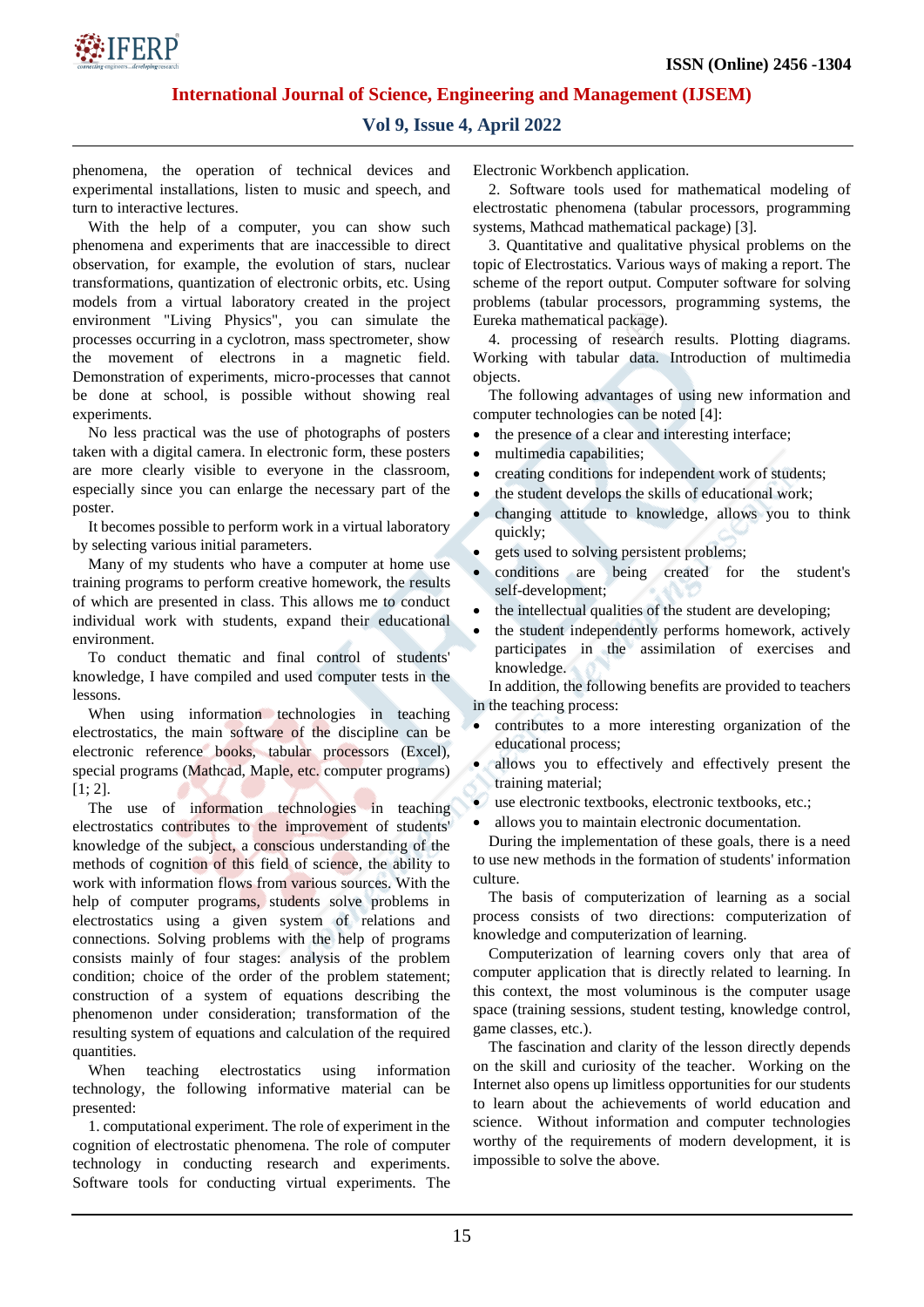phenomena, the operation of technical devices and experimental installations, listen to music and speech, and turn to interactive lectures.

With the help of a computer, you can show such phenomena and experiments that are inaccessible to direct observation, for example, the evolution of stars, nuclear transformations, quantization of electronic orbits, etc. Using models from a virtual laboratory created in the project environment "Living Physics", you can simulate the processes occurring in a cyclotron, mass spectrometer, show the movement of electrons in a magnetic field. Demonstration of experiments, micro-processes that cannot be done at school, is possible without showing real experiments.

No less practical was the use of photographs of posters taken with a digital camera. In electronic form, these posters are more clearly visible to everyone in the classroom, especially since you can enlarge the necessary part of the poster.

It becomes possible to perform work in a virtual laboratory by selecting various initial parameters.

Many of my students who have a computer at home use training programs to perform creative homework, the results of which are presented in class. This allows me to conduct individual work with students, expand their educational environment.

To conduct thematic and final control of students' knowledge, I have compiled and used computer tests in the lessons.

When using information technologies in teaching electrostatics, the main software of the discipline can be electronic reference books, tabular processors (Excel), special programs (Mathcad, Maple, etc. computer programs) [1; 2].

The use of information technologies in teaching electrostatics contributes to the improvement of students' knowledge of the subject, a conscious understanding of the methods of cognition of this field of science, the ability to work with information flows from various sources. With the help of computer programs, students solve problems in electrostatics using a given system of relations and connections. Solving problems with the help of programs consists mainly of four stages: analysis of the problem condition; choice of the order of the problem statement; construction of a system of equations describing the phenomenon under consideration; transformation of the resulting system of equations and calculation of the required quantities.

When teaching electrostatics using information technology, the following informative material can be presented:

1. computational experiment. The role of experiment in the cognition of electrostatic phenomena. The role of computer technology in conducting research and experiments. Software tools for conducting virtual experiments. The Electronic Workbench application.

2. Software tools used for mathematical modeling of electrostatic phenomena (tabular processors, programming systems, Mathcad mathematical package) [3].

3. Quantitative and qualitative physical problems on the topic of Electrostatics. Various ways of making a report. The scheme of the report output. Computer software for solving problems (tabular processors, programming systems, the Eureka mathematical package).

4. processing of research results. Plotting diagrams. Working with tabular data. Introduction of multimedia objects.

The following advantages of using new information and computer technologies can be noted [4]:

- the presence of a clear and interesting interface;
- multimedia capabilities;
- creating conditions for independent work of students;
- the student develops the skills of educational work;
- changing attitude to knowledge, allows you to think quickly;
- gets used to solving persistent problems;
- conditions are being created for the student's self-development;
- the intellectual qualities of the student are developing;
- the student independently performs homework, actively participates in the assimilation of exercises and knowledge.

In addition, the following benefits are provided to teachers in the teaching process:

- contributes to a more interesting organization of the educational process;
- allows you to effectively and effectively present the training material;
- use electronic textbooks, electronic textbooks, etc.;
- allows you to maintain electronic documentation.

During the implementation of these goals, there is a need to use new methods in the formation of students' information culture.

The basis of computerization of learning as a social process consists of two directions: computerization of knowledge and computerization of learning.

Computerization of learning covers only that area of computer application that is directly related to learning. In this context, the most voluminous is the computer usage space (training sessions, student testing, knowledge control, game classes, etc.).

The fascination and clarity of the lesson directly depends on the skill and curiosity of the teacher. Working on the Internet also opens up limitless opportunities for our students to learn about the achievements of world education and science. Without information and computer technologies worthy of the requirements of modern development, it is impossible to solve the above.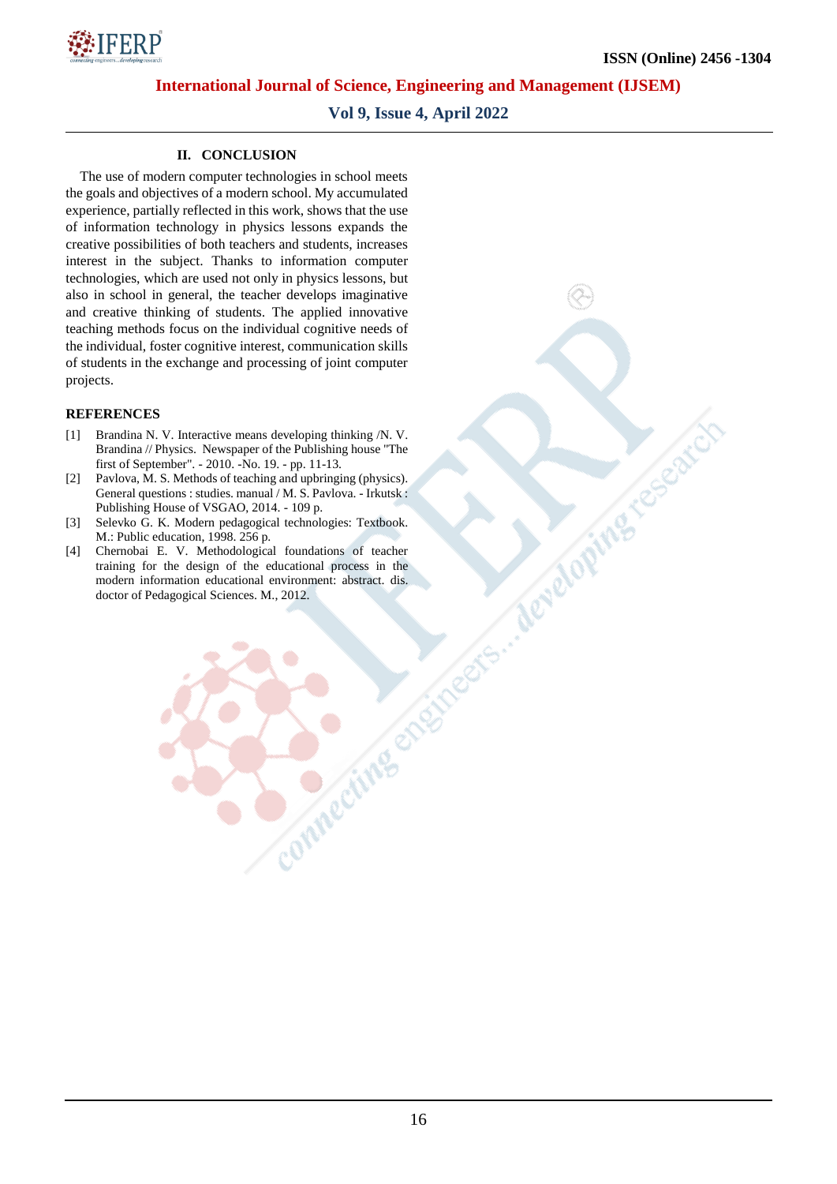## II. CONCLUSION

The use of modern computer technologies in school meets the goals and objectives of a modern school. My accumulated experience, partially reflected in this work, shows that the use of information technology in physics lessons expands the creative possibilities of both teachers and students, increases interest in the subject. Thanks to information computer technologies, which are used not only in physics lessons, but also in school in general, the teacher develops imaginative and creative thinking of students. The applied innovative teaching methods focus on the individual cognitive needs of the individual, foster cognitive interest, communication skills of students in the exchange and processing of joint computer projects.

## REFERENCES

[1] Brandina N. V. Interactive means developing thinking /N. V. Brandina // Physics. Newspaper of the Publishing house "The first of September". - 2010. -No. 19. - pp. 11-13.

[2] Pavlova, M. S. Methods of teaching and upbringing (physics). General questions : studies. manual / M. S. Pavlova. - Irkutsk : Publishing House of VSGAO, 2014. - 109 p.

[3] Selevko G. K. Modern pedagogical technologies: Textbook. M.: Public education, 1998. 256 p.

[4] Chernobai E. V. Methodological foundations of teacher training for the design of the educational process in the modern information educational environment: abstract. dis. doctor of Pedagogical Sciences. M., 2012.